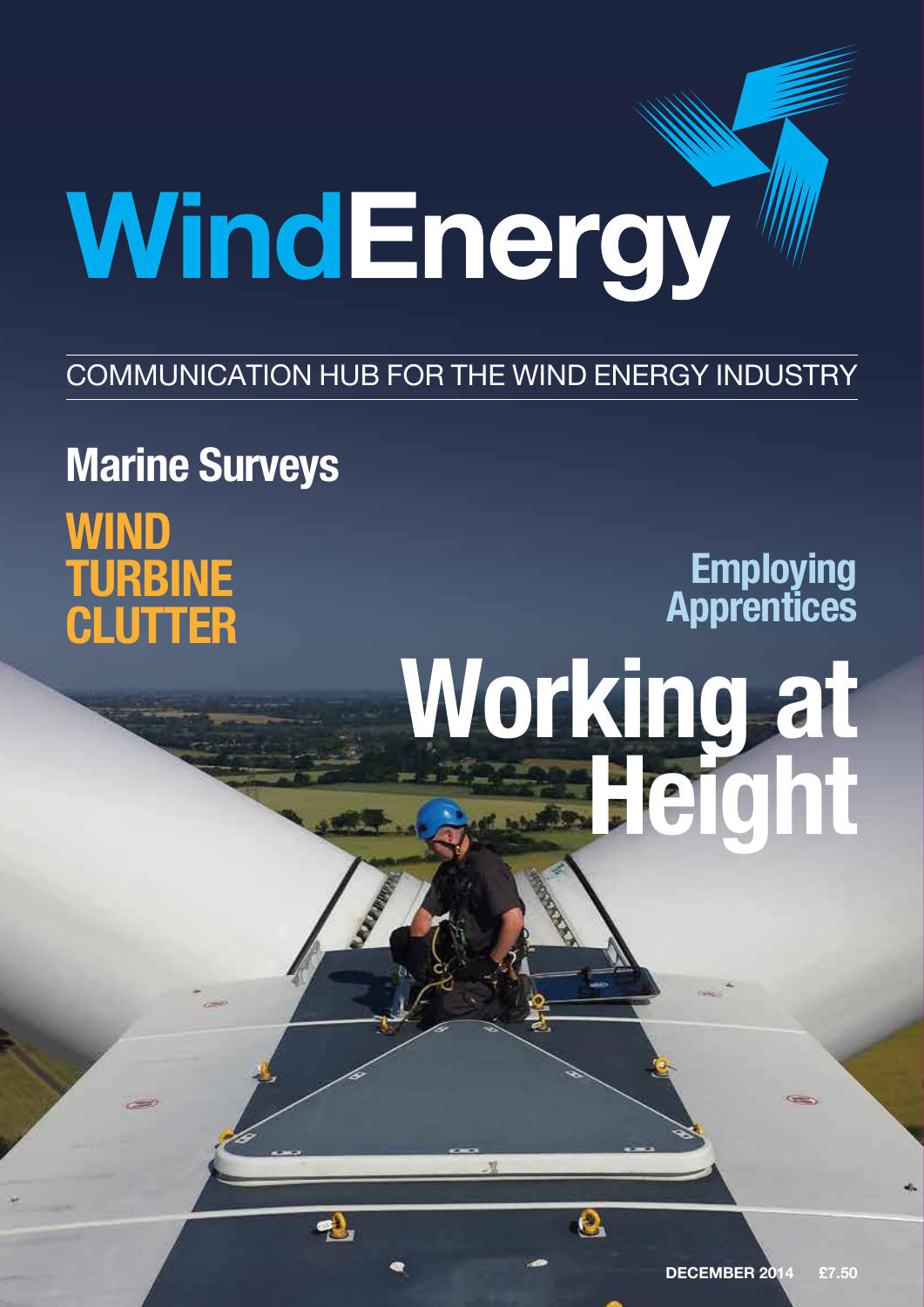# WindEnergy

COMMUNICATION HUB FOR THE WIND ENERGY INDUSTRY

## Marine Surveys

## WIND TURBINE CLUTTER

## Employing Apprentices

# Working at Height

DECEMBER 2014 £7.50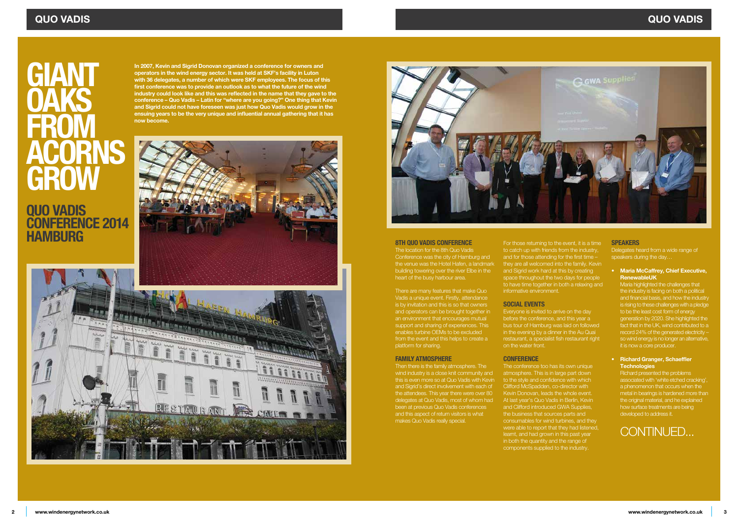# GIANT OAKS FROM ACORNS GROW

## QUO VADIS CONFERENCE 2014 HAMBURG

**In 2007, Kevin and Sigrid Donovan organized a conference for owners and operators in the wind energy sector. It was held at SKF's facility in Luton with 36 delegates, a number of which were SKF employees. The focus of this first conference was to provide an outlook as to what the future of the wind industry could look like and this was reflected in the name that they gave to the conference – Quo Vadis – Latin for "where are you going?" One thing that Kevin and Sigrid could not have foreseen was just how Quo Vadis would grow in the ensuing years to be the very unique and influential annual gathering that it has now become.**

### 8TH QUO VADIS CONFERENCE

The location for the 8th Quo Vadis Conference was the city of Hamburg and the venue was the Hotel Hafen, a landmark building towering over the river Elbe in the heart of the busy harbour area.

There are many features that make Quo Vadis a unique event. Firstly, attendance is by invitation and this is so that owners and operators can be brought together in an environment that encourages mutual support and sharing of experiences. This enables turbine OEMs to be excluded from the event and this helps to create a platform for sharing.

### FAMILY ATMOSPHERE

Then there is the family atmosphere. The wind industry is a close knit community and this is even more so at Quo Vadis with Kevin and Sigrid's direct involvement with each of the attendees. This year there were over 80 delegates at Quo Vadis, most of whom had been at previous Quo Vadis conferences and this aspect of return visitors is what makes Quo Vadis really special.

For those returning to the event, it is a time to catch up with friends from the industry, and for those attending for the first time – they are all welcomed into the family. Kevin and Sigrid work hard at this by creating space throughout the two days for people to have time together in both a relaxing and informative environment.

### SOCIAL EVENTS

Everyone is invited to arrive on the day before the conference, and this year a bus tour of Hamburg was laid on followed in the evening by a dinner in the Au Quai restaurant, a specialist fish restaurant right on the water front.

### CONFERENCE

The conference too has its own unique atmosphere. This is in large part down to the style and confidence with which Clifford McSpadden, co-director with Kevin Donovan, leads the whole event. At last year's Quo Vadis in Berlin, Kevin and Clifford introduced GWA Supplies, the business that sources parts and consumables for wind turbines, and they were able to report that they had listened, learnt, and had grown in this past year in both the quantity and the range of components supplied to the industry.

### SPEAKERS

Delegates heard from a wide range of speakers during the day…

- **Maria McCaffrey, Chief Executive, RenewableUK**
  Maria highlighted the challenges that the industry is facing on both a political and financial basis, and how the industry is rising to these challenges with a pledge to be the least cost form of energy generation by 2020. She highlighted the fact that in the UK, wind contributed to a record 24% of the generated electricity – so wind energy is no longer an alternative, it is now a core producer.

- **Richard Granger, Schaeffler Technologies**
  Richard presented the problems associated with 'white etched cracking', a phenomenon that occurs when the metal in bearings is hardened more than the original material, and he explained how surface treatments are being developed to address it.

CONTINUED...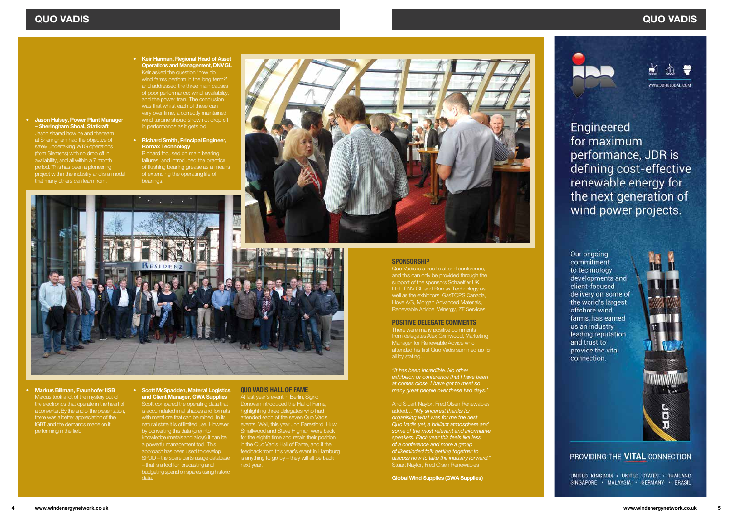- **Jason Halsey, Power Plant Manager – Sheringham Shoal, Statkraft**
  Jason shared how he and the team at Sheringham had the objective of safely undertaking WTG operations (from Siemens) with no drop off in availability, and all within a 7 month period. This has been a pioneering project within the industry and is a model that many others can learn from.

- **Keir Harman, Regional Head of Asset Operations and Management, DNV GL**
  Keir asked the question 'how do wind farms perform in the long term?' and addressed the three main causes of poor performance: wind, availability, and the power train. The conclusion was that whilst each of these can vary over time, a correctly maintained wind turbine should show not drop off in performance as it gets old.

- **Richard Smith, Principal Engineer, Romax Technology**
  Richard focused on main bearing failures, and introduced the practice of flushing bearing grease as a means of extending the operating life of bearings.

- **Markus Billman, Fraunhofer IISB**
  Marcus took a lot of the mystery out of the electronics that operate in the heart of a converter. By the end of the presentation, there was a better appreciation of the IGBT and the demands made on it performing in the field

- **Scott McSpadden, Material Logistics and Client Manager, GWA Supplies**
  Scott compared the operating data that is accumulated in all shapes and formats with metal ore that can be mined. In its natural state it is of limited use. However, by converting this data (ore) into knowledge (metals and alloys) it can be a powerful management tool. This approach has been used to develop SPUD – the spare parts usage database – that is a tool for forecasting and budgeting spend on spares using historic data.

## QUO VADIS HALL OF FAME

At last year's event in Berlin, Sigrid Donovan introduced the Hall of Fame, highlighting three delegates who had attended each of the seven Quo Vadis events. Well, this year Jon Beresford, Huw Smallwood and Steve Higman were back for the eighth time and retain their position in the Quo Vadis Hall of Fame, and if the feedback from this year's event in Hamburg is anything to go by – they will all be back next year.

## SPONSORSHIP

Quo Vadis is a free to attend conference, and this can only be provided through the support of the sponsors Schaeffler UK Ltd., DNV GL and Romax Technology as well as the exhibitors: GasTOPS Canada, Hove A/S, Morgan Advanced Materials, Renewable Advice, Winergy, ZF Services.

## POSITIVE DELEGATE COMMENTS

There were many positive comments from delegates Alex Grimwood, Marketing Manager for Renewable Advice who attended his first Quo Vadis summed up for all by stating…

*"It has been incredible. No other exhibition or conference that I have been at comes close. I have got to meet so many great people over these two days."*

And Stuart Naylor, Fred Olsen Renewables added… *"My sincerest thanks for organising what was for me the best Quo Vadis yet, a brilliant atmosphere and some of the most relevant and informative speakers. Each year this feels like less of a conference and more a group of likeminded folk getting together to discuss how to take the industry forward."*
Stuart Naylor, Fred Olsen Renewables

**Global Wind Supplies (GWA Supplies)**

JDR

WWW.JDRGLOBAL.COM

Engineered for maximum performance, JDR is defining cost-effective renewable energy for the next generation of wind power projects.

Our ongoing commitment to technology developments and client-focused delivery on some of the world's largest offshore wind farms, has earned us an industry leading reputation and trust to provide the vital connection.

PROVIDING THE **VITAL** CONNECTION

UNITED KINGDOM • UNITED STATES • THAILAND
SINGAPORE • MALAYSIA • GERMANY • BRASIL